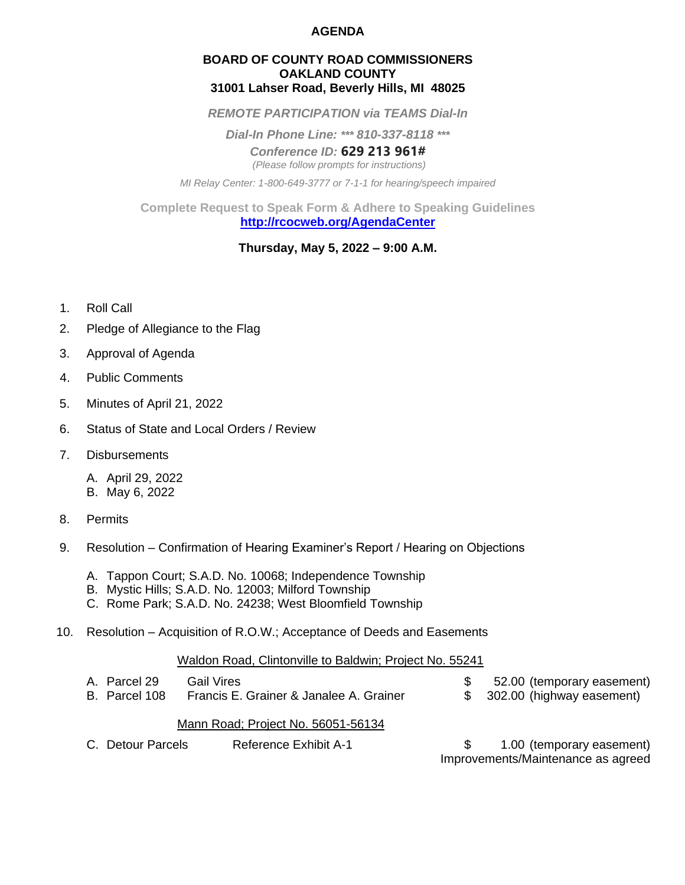# AGENDA

**BOARD OF COUNTY ROAD COMMISSIONERS**
**OAKLAND COUNTY**
**31001 Lahser Road, Beverly Hills, MI 48025**

***REMOTE PARTICIPATION via TEAMS Dial-In***

***Dial-In Phone Line: \*\*\* 810-337-8118 \*\*\****

***Conference ID:* 629 213 961#**

*(Please follow prompts for instructions)*

*MI Relay Center: 1-800-649-3777 or 7-1-1 for hearing/speech impaired*

**Complete Request to Speak Form & Adhere to Speaking Guidelines**
**http://rcocweb.org/AgendaCenter**

**Thursday, May 5, 2022 – 9:00 A.M.**

1. Roll Call
2. Pledge of Allegiance to the Flag
3. Approval of Agenda
4. Public Comments
5. Minutes of April 21, 2022
6. Status of State and Local Orders / Review
7. Disbursements
   - A. April 29, 2022
   - B. May 6, 2022
8. Permits
9. Resolution – Confirmation of Hearing Examiner's Report / Hearing on Objections
   - A. Tappon Court; S.A.D. No. 10068; Independence Township
   - B. Mystic Hills; S.A.D. No. 12003; Milford Township
   - C. Rome Park; S.A.D. No. 24238; West Bloomfield Township
10. Resolution – Acquisition of R.O.W.; Acceptance of Deeds and Easements

Waldon Road, Clintonville to Baldwin; Project No. 55241

| | | | |
|---|---|---|---|
| A. Parcel 29 | Gail Vires | $ 52.00 | (temporary easement) |
| B. Parcel 108 | Francis E. Grainer & Janalee A. Grainer | $ 302.00 | (highway easement) |

Mann Road; Project No. 56051-56134

| | | | |
|---|---|---|---|
| C. Detour Parcels | Reference Exhibit A-1 | $ 1.00 | (temporary easement) Improvements/Maintenance as agreed |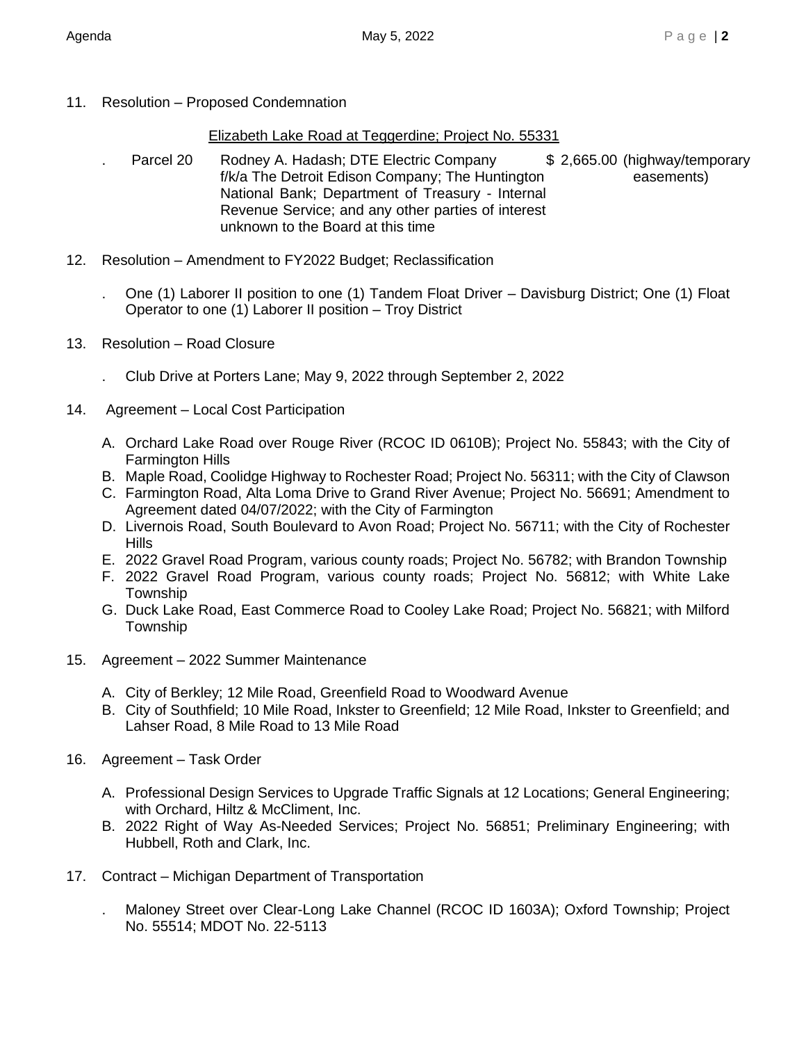11. Resolution – Proposed Condemnation

    Elizabeth Lake Road at Teggerdine; Project No. 55331

    . Parcel 20 Rodney A. Hadash; DTE Electric Company f/k/a The Detroit Edison Company; The Huntington National Bank; Department of Treasury - Internal Revenue Service; and any other parties of interest unknown to the Board at this time $ 2,665.00 (highway/temporary easements)

12. Resolution – Amendment to FY2022 Budget; Reclassification

    . One (1) Laborer II position to one (1) Tandem Float Driver – Davisburg District; One (1) Float Operator to one (1) Laborer II position – Troy District

13. Resolution – Road Closure

    . Club Drive at Porters Lane; May 9, 2022 through September 2, 2022

14. Agreement – Local Cost Participation

    A. Orchard Lake Road over Rouge River (RCOC ID 0610B); Project No. 55843; with the City of Farmington Hills
    B. Maple Road, Coolidge Highway to Rochester Road; Project No. 56311; with the City of Clawson
    C. Farmington Road, Alta Loma Drive to Grand River Avenue; Project No. 56691; Amendment to Agreement dated 04/07/2022; with the City of Farmington
    D. Livernois Road, South Boulevard to Avon Road; Project No. 56711; with the City of Rochester Hills
    E. 2022 Gravel Road Program, various county roads; Project No. 56782; with Brandon Township
    F. 2022 Gravel Road Program, various county roads; Project No. 56812; with White Lake Township
    G. Duck Lake Road, East Commerce Road to Cooley Lake Road; Project No. 56821; with Milford Township

15. Agreement – 2022 Summer Maintenance

    A. City of Berkley; 12 Mile Road, Greenfield Road to Woodward Avenue
    B. City of Southfield; 10 Mile Road, Inkster to Greenfield; 12 Mile Road, Inkster to Greenfield; and Lahser Road, 8 Mile Road to 13 Mile Road

16. Agreement – Task Order

    A. Professional Design Services to Upgrade Traffic Signals at 12 Locations; General Engineering; with Orchard, Hiltz & McCliment, Inc.
    B. 2022 Right of Way As-Needed Services; Project No. 56851; Preliminary Engineering; with Hubbell, Roth and Clark, Inc.

17. Contract – Michigan Department of Transportation

    . Maloney Street over Clear-Long Lake Channel (RCOC ID 1603A); Oxford Township; Project No. 55514; MDOT No. 22-5113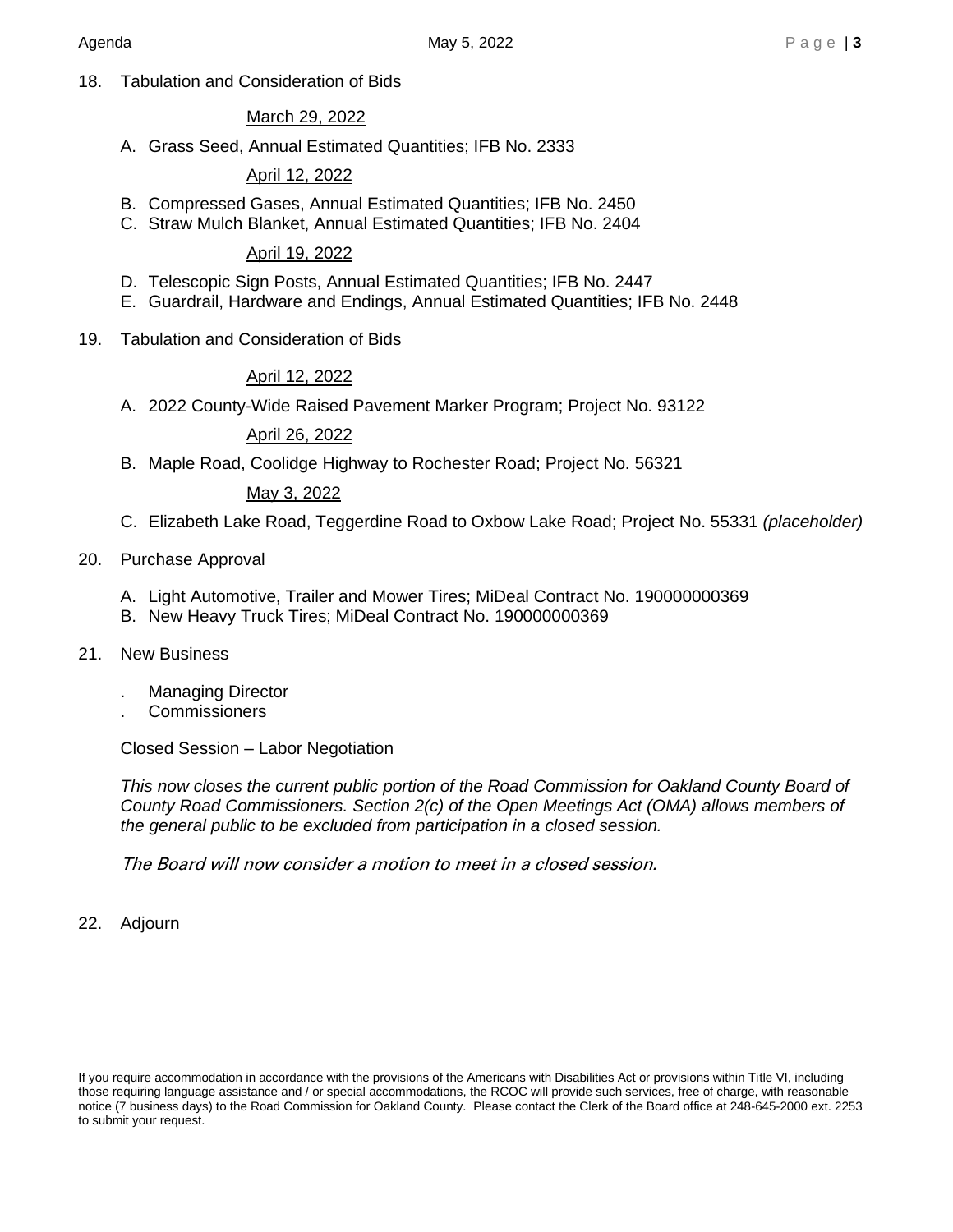18. Tabulation and Consideration of Bids

    March 29, 2022

    A. Grass Seed, Annual Estimated Quantities; IFB No. 2333

    April 12, 2022

    B. Compressed Gases, Annual Estimated Quantities; IFB No. 2450
    C. Straw Mulch Blanket, Annual Estimated Quantities; IFB No. 2404

    April 19, 2022

    D. Telescopic Sign Posts, Annual Estimated Quantities; IFB No. 2447
    E. Guardrail, Hardware and Endings, Annual Estimated Quantities; IFB No. 2448

19. Tabulation and Consideration of Bids

    April 12, 2022

    A. 2022 County-Wide Raised Pavement Marker Program; Project No. 93122

    April 26, 2022

    B. Maple Road, Coolidge Highway to Rochester Road; Project No. 56321

    May 3, 2022

    C. Elizabeth Lake Road, Teggerdine Road to Oxbow Lake Road; Project No. 55331 *(placeholder)*

20. Purchase Approval

    A. Light Automotive, Trailer and Mower Tires; MiDeal Contract No. 190000000369
    B. New Heavy Truck Tires; MiDeal Contract No. 190000000369

21. New Business

    . Managing Director
    . Commissioners

    Closed Session – Labor Negotiation

    *This now closes the current public portion of the Road Commission for Oakland County Board of County Road Commissioners. Section 2(c) of the Open Meetings Act (OMA) allows members of the general public to be excluded from participation in a closed session.*

    *The Board will now consider a motion to meet in a closed session.*

22. Adjourn

If you require accommodation in accordance with the provisions of the Americans with Disabilities Act or provisions within Title VI, including those requiring language assistance and / or special accommodations, the RCOC will provide such services, free of charge, with reasonable notice (7 business days) to the Road Commission for Oakland County. Please contact the Clerk of the Board office at 248-645-2000 ext. 2253 to submit your request.